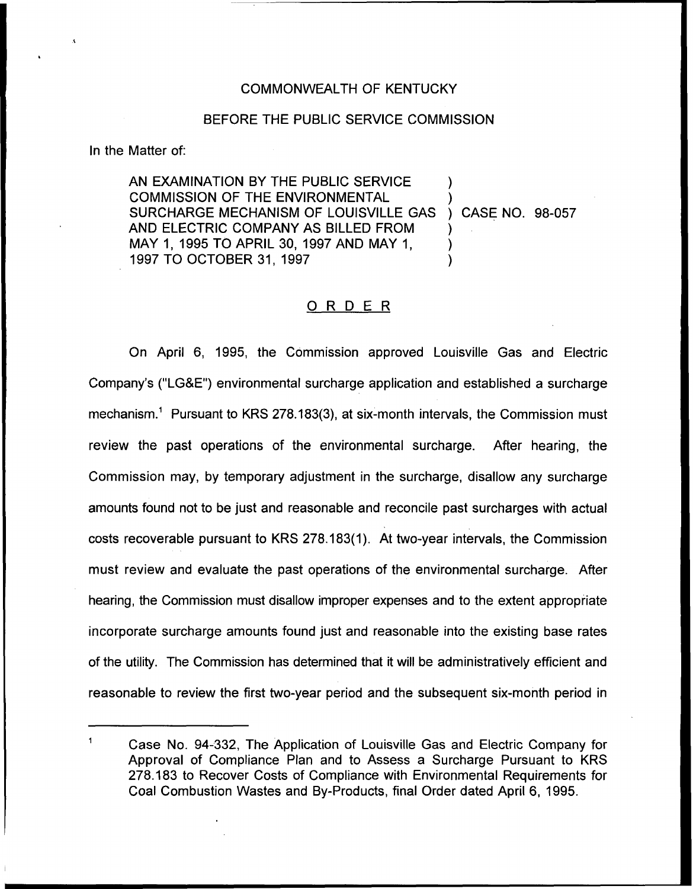COMMONWEALTH OF KENTUCKY

BEFORE THE PUBLIC SERVICE COMMISSION

In the Matter of:

AN EXAMINATION BY THE PUBLIC SERVICE COMMISSION OF THE ENVIRONMENTAL SURCHARGE MECHANISM OF LOUISVILLE GAS AND ELECTRIC COMPANY AS BILLED FROM MAY 1, 1995 TO APRIL 30, 1997 AND MAY 1, 1997 TO OCTOBER 31, 1997 ) CASE NO. 98-057

## ORDER

On April 6, 1995, the Commission approved Louisville Gas and Electric Company's ("LG&E") environmental surcharge application and established a surcharge mechanism.[1] Pursuant to KRS 278.183(3), at six-month intervals, the Commission must review the past operations of the environmental surcharge. After hearing, the Commission may, by temporary adjustment in the surcharge, disallow any surcharge amounts found not to be just and reasonable and reconcile past surcharges with actual costs recoverable pursuant to KRS 278.183(1). At two-year intervals, the Commission must review and evaluate the past operations of the environmental surcharge. After hearing, the Commission must disallow improper expenses and to the extent appropriate incorporate surcharge amounts found just and reasonable into the existing base rates of the utility. The Commission has determined that it will be administratively efficient and reasonable to review the first two-year period and the subsequent six-month period in

---

[1] Case No. 94-332, The Application of Louisville Gas and Electric Company for Approval of Compliance Plan and to Assess a Surcharge Pursuant to KRS 278.183 to Recover Costs of Compliance with Environmental Requirements for Coal Combustion Wastes and By-Products, final Order dated April 6, 1995.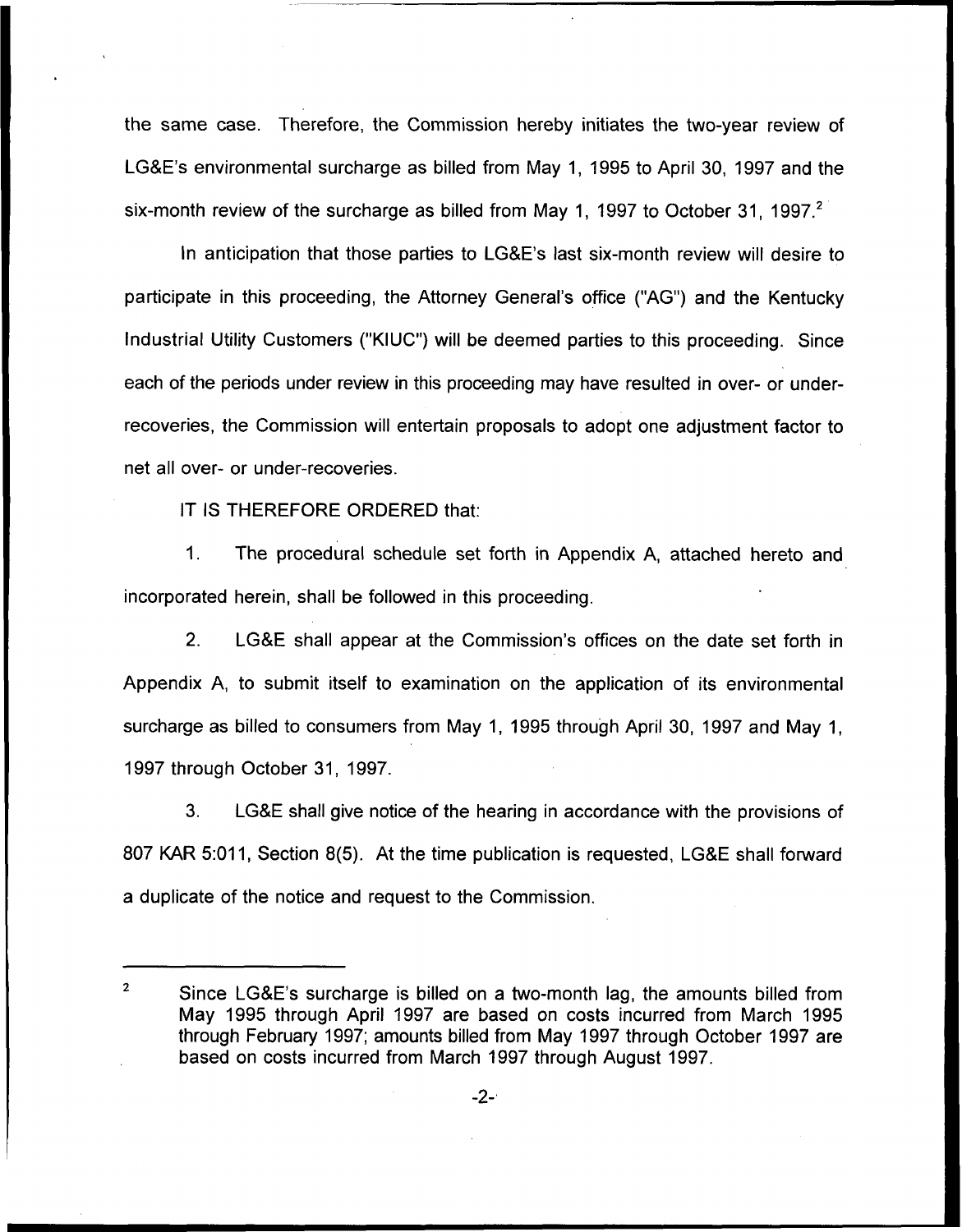the same case. Therefore, the Commission hereby initiates the two-year review of LG&E's environmental surcharge as billed from May 1, 1995 to April 30, 1997 and the six-month review of the surcharge as billed from May 1, 1997 to October 31, 1997.[2]

In anticipation that those parties to LG&E's last six-month review will desire to participate in this proceeding, the Attorney General's office ("AG") and the Kentucky Industrial Utility Customers ("KIUC") will be deemed parties to this proceeding. Since each of the periods under review in this proceeding may have resulted in over- or under-recoveries, the Commission will entertain proposals to adopt one adjustment factor to net all over- or under-recoveries.

IT IS THEREFORE ORDERED that:

1. The procedural schedule set forth in Appendix A, attached hereto and incorporated herein, shall be followed in this proceeding.

2. LG&E shall appear at the Commission's offices on the date set forth in Appendix A, to submit itself to examination on the application of its environmental surcharge as billed to consumers from May 1, 1995 through April 30, 1997 and May 1, 1997 through October 31, 1997.

3. LG&E shall give notice of the hearing in accordance with the provisions of 807 KAR 5:011, Section 8(5). At the time publication is requested, LG&E shall forward a duplicate of the notice and request to the Commission.

---

[2] Since LG&E's surcharge is billed on a two-month lag, the amounts billed from May 1995 through April 1997 are based on costs incurred from March 1995 through February 1997; amounts billed from May 1997 through October 1997 are based on costs incurred from March 1997 through August 1997.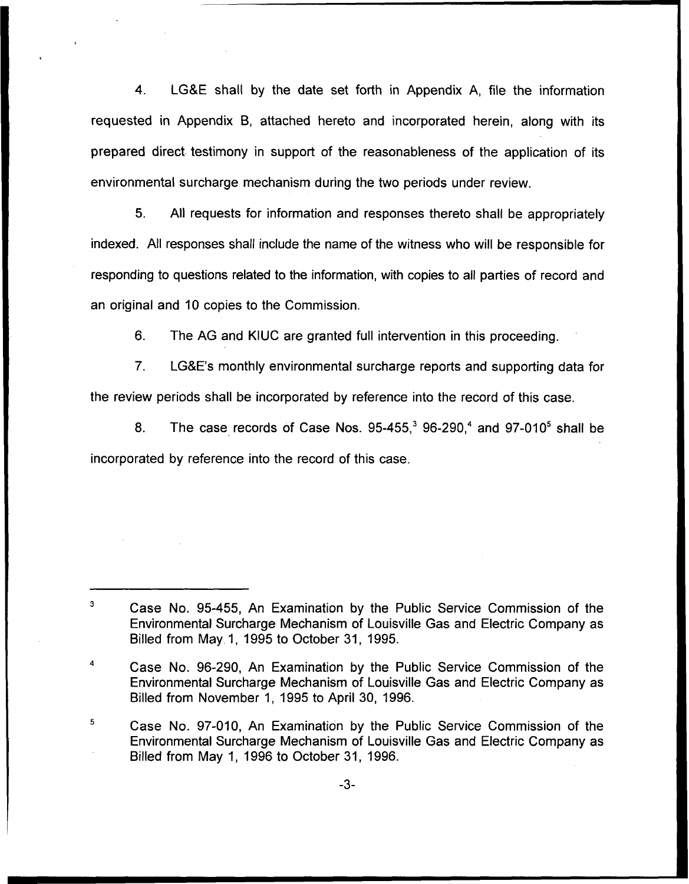4. LG&E shall by the date set forth in Appendix A, file the information requested in Appendix B, attached hereto and incorporated herein, along with its prepared direct testimony in support of the reasonableness of the application of its environmental surcharge mechanism during the two periods under review.

5. All requests for information and responses thereto shall be appropriately indexed. All responses shall include the name of the witness who will be responsible for responding to questions related to the information, with copies to all parties of record and an original and 10 copies to the Commission.

6. The AG and KIUC are granted full intervention in this proceeding.

7. LG&E's monthly environmental surcharge reports and supporting data for the review periods shall be incorporated by reference into the record of this case.

8. The case records of Case Nos. 95-455,[3] 96-290,[4] and 97-010[5] shall be incorporated by reference into the record of this case.

---

[3] Case No. 95-455, An Examination by the Public Service Commission of the Environmental Surcharge Mechanism of Louisville Gas and Electric Company as Billed from May 1, 1995 to October 31, 1995.

[4] Case No. 96-290, An Examination by the Public Service Commission of the Environmental Surcharge Mechanism of Louisville Gas and Electric Company as Billed from November 1, 1995 to April 30, 1996.

[5] Case No. 97-010, An Examination by the Public Service Commission of the Environmental Surcharge Mechanism of Louisville Gas and Electric Company as Billed from May 1, 1996 to October 31, 1996.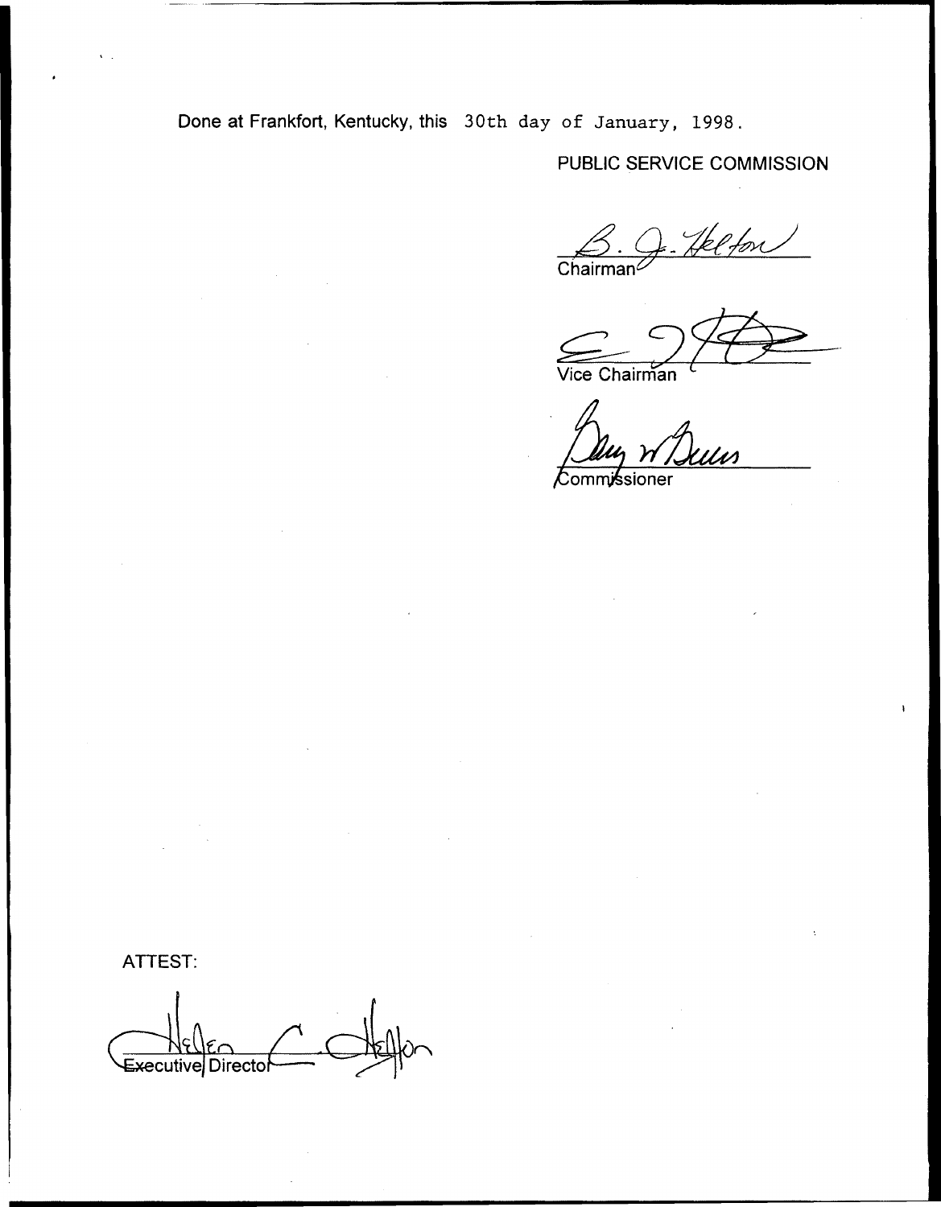Done at Frankfort, Kentucky, this 30th day of January, 1998.

PUBLIC SERVICE COMMISSION

Chairman

Vice Chairman

Commissioner

ATTEST:

Executive Director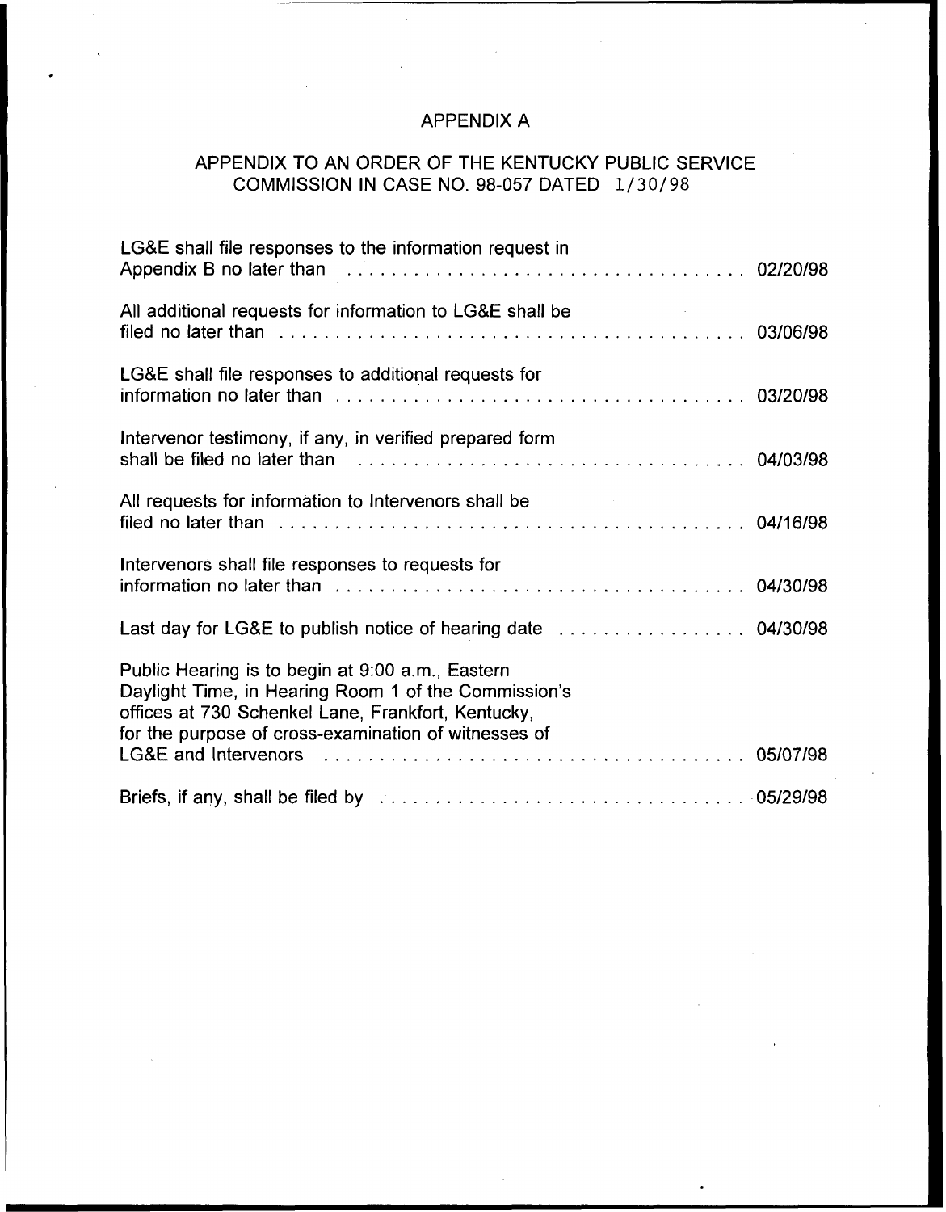# APPENDIX A

## APPENDIX TO AN ORDER OF THE KENTUCKY PUBLIC SERVICE COMMISSION IN CASE NO. 98-057 DATED 1/30/98

LG&E shall file responses to the information request in Appendix B no later than . . . . . . . . . . . . . . . . . . . . . . . . . . . . . . . . . . 02/20/98

All additional requests for information to LG&E shall be filed no later than . . . . . . . . . . . . . . . . . . . . . . . . . . . . . . . . . . . . . . . . . 03/06/98

LG&E shall file responses to additional requests for information no later than . . . . . . . . . . . . . . . . . . . . . . . . . . . . . . . . . . . . . 03/20/98

Intervenor testimony, if any, in verified prepared form shall be filed no later than . . . . . . . . . . . . . . . . . . . . . . . . . . . . . . . . . . 04/03/98

All requests for information to Intervenors shall be filed no later than . . . . . . . . . . . . . . . . . . . . . . . . . . . . . . . . . . . . . . . . . 04/16/98

Intervenors shall file responses to requests for information no later than . . . . . . . . . . . . . . . . . . . . . . . . . . . . . . . . . . . . . 04/30/98

Last day for LG&E to publish notice of hearing date . . . . . . . . . . . . . . . . 04/30/98

Public Hearing is to begin at 9:00 a.m., Eastern Daylight Time, in Hearing Room 1 of the Commission's offices at 730 Schenkel Lane, Frankfort, Kentucky, for the purpose of cross-examination of witnesses of LG&E and Intervenors . . . . . . . . . . . . . . . . . . . . . . . . . . . . . . . . . . . . . 05/07/98

Briefs, if any, shall be filed by . . . . . . . . . . . . . . . . . . . . . . . . . . . . . . . . . 05/29/98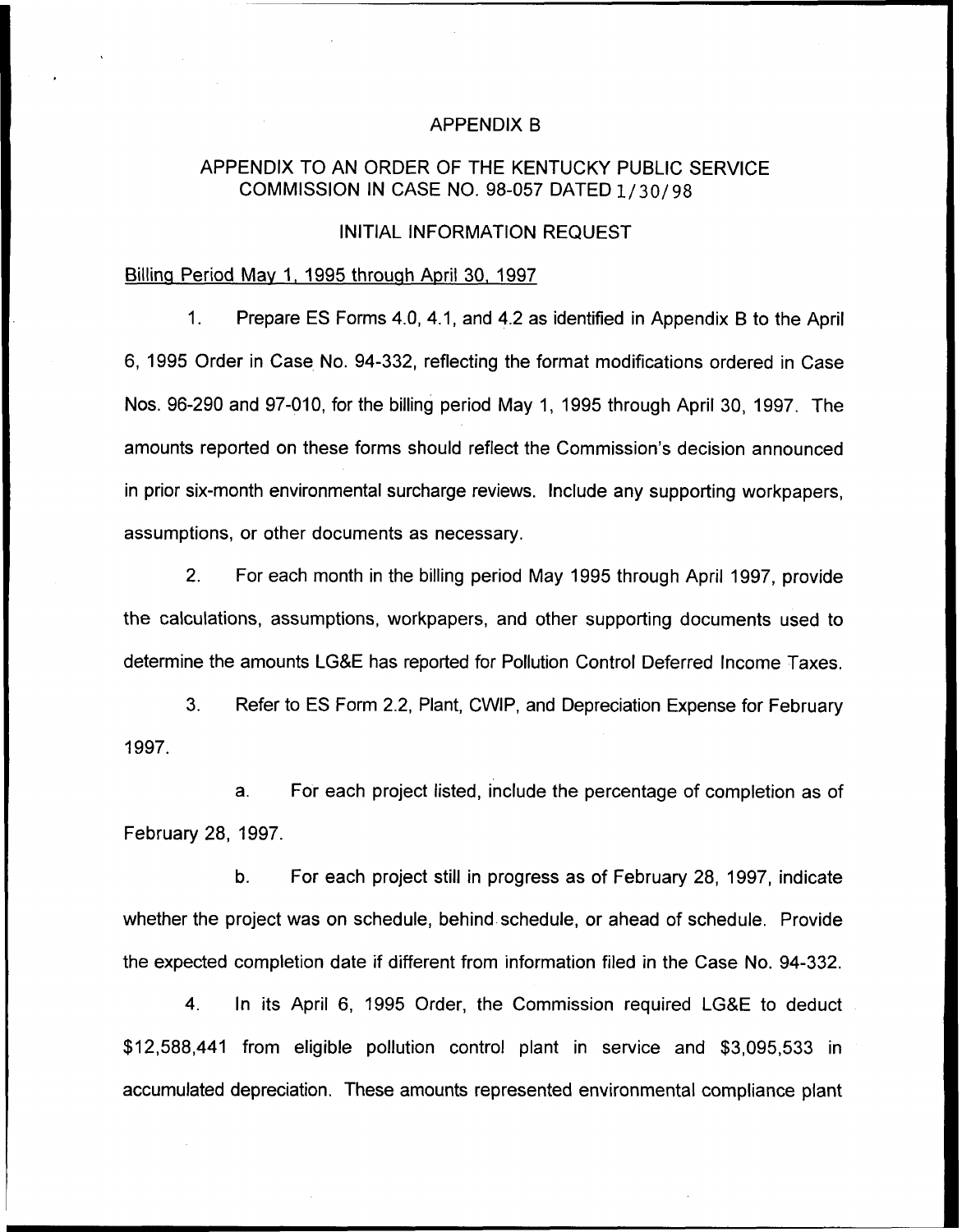# APPENDIX B

## APPENDIX TO AN ORDER OF THE KENTUCKY PUBLIC SERVICE COMMISSION IN CASE NO. 98-057 DATED 1/30/98

### INITIAL INFORMATION REQUEST

Billing Period May 1, 1995 through April 30, 1997

1. Prepare ES Forms 4.0, 4.1, and 4.2 as identified in Appendix B to the April 6, 1995 Order in Case No. 94-332, reflecting the format modifications ordered in Case Nos. 96-290 and 97-010, for the billing period May 1, 1995 through April 30, 1997. The amounts reported on these forms should reflect the Commission's decision announced in prior six-month environmental surcharge reviews. Include any supporting workpapers, assumptions, or other documents as necessary.

2. For each month in the billing period May 1995 through April 1997, provide the calculations, assumptions, workpapers, and other supporting documents used to determine the amounts LG&E has reported for Pollution Control Deferred Income Taxes.

3. Refer to ES Form 2.2, Plant, CWIP, and Depreciation Expense for February 1997.

   a. For each project listed, include the percentage of completion as of February 28, 1997.

   b. For each project still in progress as of February 28, 1997, indicate whether the project was on schedule, behind schedule, or ahead of schedule. Provide the expected completion date if different from information filed in the Case No. 94-332.

4. In its April 6, 1995 Order, the Commission required LG&E to deduct $12,588,441 from eligible pollution control plant in service and $3,095,533 in accumulated depreciation. These amounts represented environmental compliance plant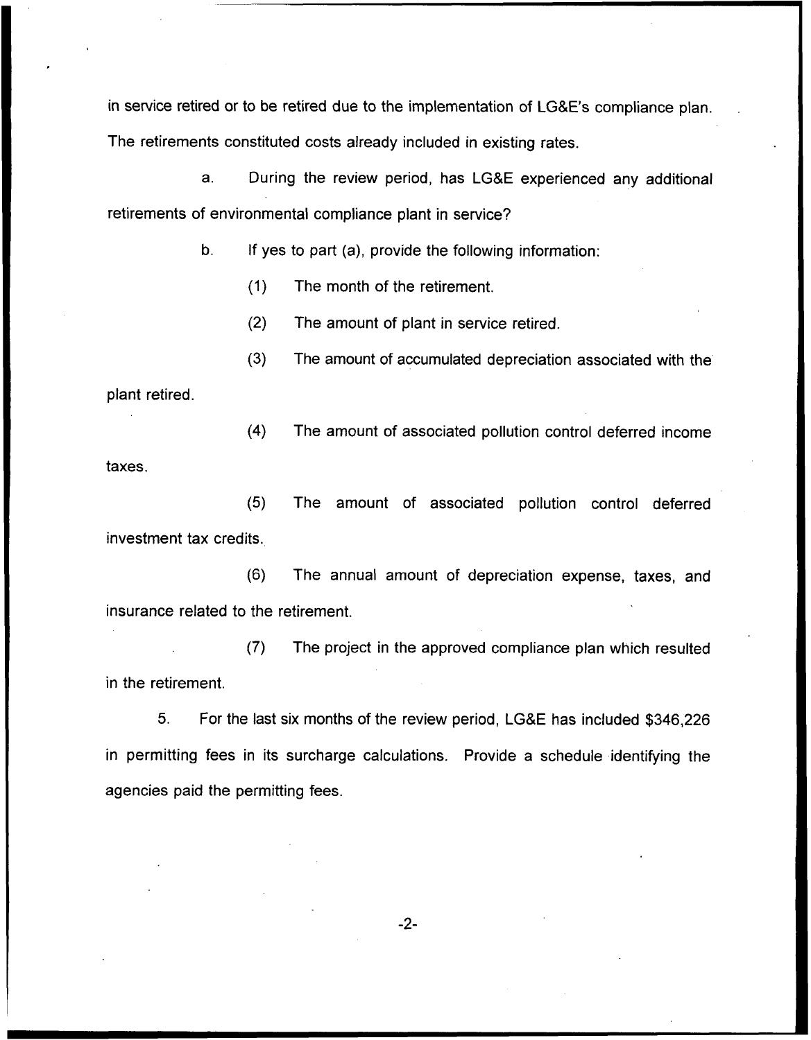in service retired or to be retired due to the implementation of LG&E's compliance plan. The retirements constituted costs already included in existing rates.

a. During the review period, has LG&E experienced any additional retirements of environmental compliance plant in service?

b. If yes to part (a), provide the following information:

(1) The month of the retirement.

(2) The amount of plant in service retired.

(3) The amount of accumulated depreciation associated with the plant retired.

(4) The amount of associated pollution control deferred income taxes.

(5) The amount of associated pollution control deferred investment tax credits.

(6) The annual amount of depreciation expense, taxes, and insurance related to the retirement.

(7) The project in the approved compliance plan which resulted in the retirement.

5. For the last six months of the review period, LG&E has included $346,226 in permitting fees in its surcharge calculations. Provide a schedule identifying the agencies paid the permitting fees.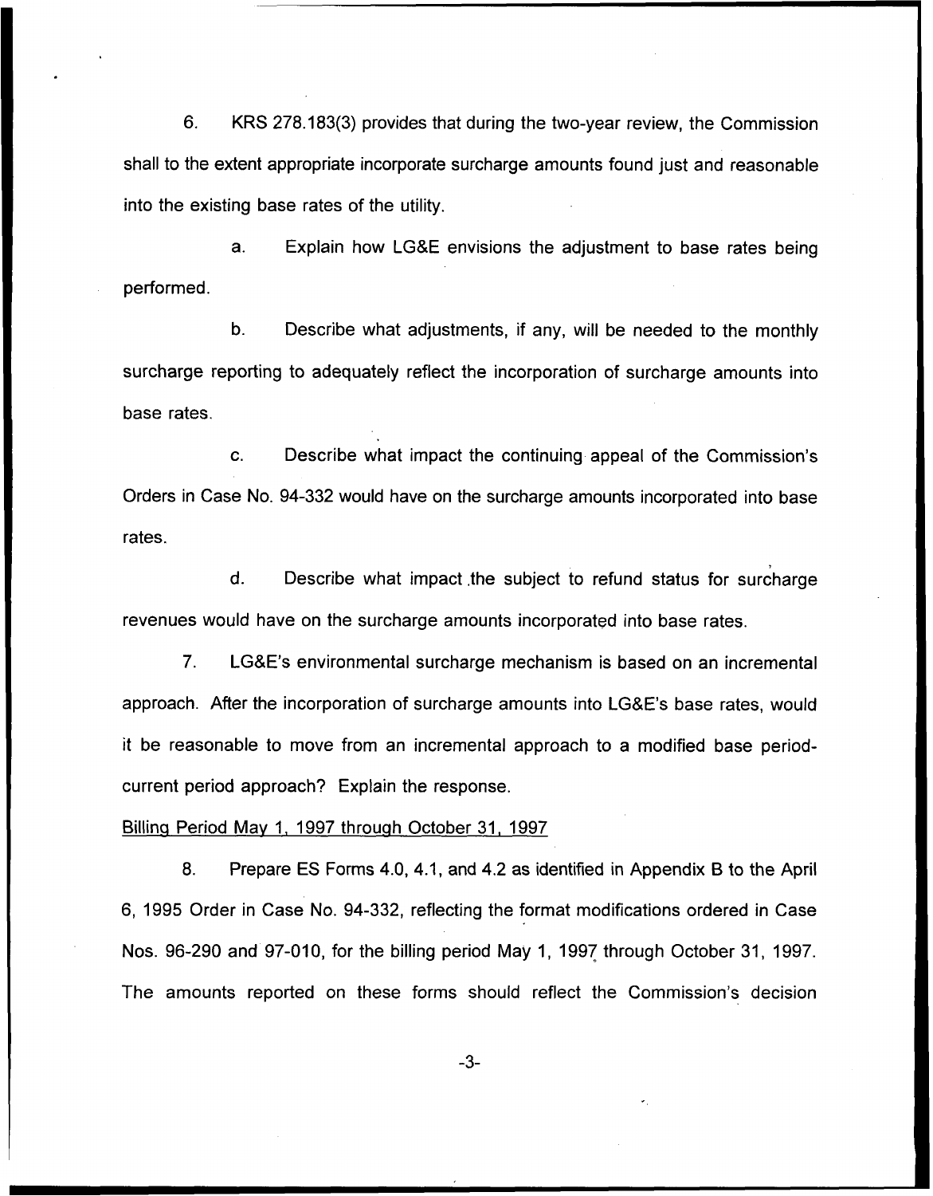6. KRS 278.183(3) provides that during the two-year review, the Commission shall to the extent appropriate incorporate surcharge amounts found just and reasonable into the existing base rates of the utility.

a. Explain how LG&E envisions the adjustment to base rates being performed.

b. Describe what adjustments, if any, will be needed to the monthly surcharge reporting to adequately reflect the incorporation of surcharge amounts into base rates.

c. Describe what impact the continuing appeal of the Commission's Orders in Case No. 94-332 would have on the surcharge amounts incorporated into base rates.

d. Describe what impact the subject to refund status for surcharge revenues would have on the surcharge amounts incorporated into base rates.

7. LG&E's environmental surcharge mechanism is based on an incremental approach. After the incorporation of surcharge amounts into LG&E's base rates, would it be reasonable to move from an incremental approach to a modified base period-current period approach? Explain the response.

Billing Period May 1, 1997 through October 31, 1997

8. Prepare ES Forms 4.0, 4.1, and 4.2 as identified in Appendix B to the April 6, 1995 Order in Case No. 94-332, reflecting the format modifications ordered in Case Nos. 96-290 and 97-010, for the billing period May 1, 1997 through October 31, 1997. The amounts reported on these forms should reflect the Commission's decision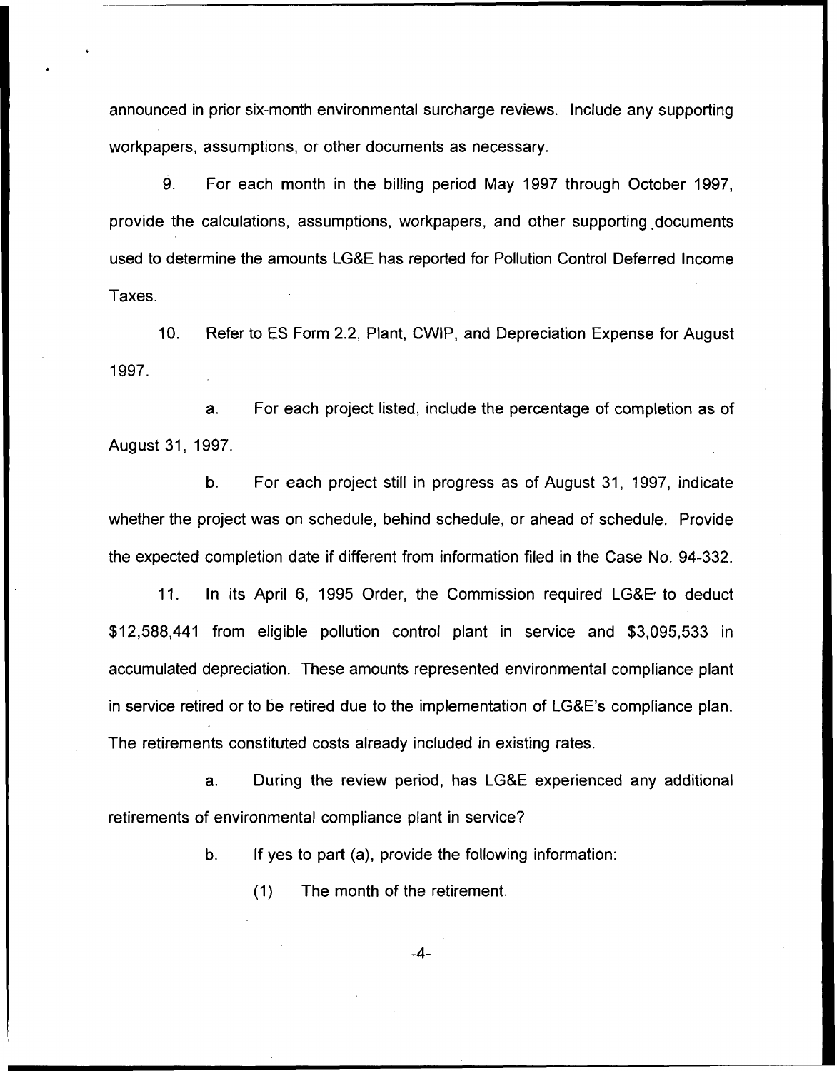announced in prior six-month environmental surcharge reviews. Include any supporting workpapers, assumptions, or other documents as necessary.

9. For each month in the billing period May 1997 through October 1997, provide the calculations, assumptions, workpapers, and other supporting documents used to determine the amounts LG&E has reported for Pollution Control Deferred Income Taxes.

10. Refer to ES Form 2.2, Plant, CWIP, and Depreciation Expense for August 1997.

a. For each project listed, include the percentage of completion as of August 31, 1997.

b. For each project still in progress as of August 31, 1997, indicate whether the project was on schedule, behind schedule, or ahead of schedule. Provide the expected completion date if different from information filed in the Case No. 94-332.

11. In its April 6, 1995 Order, the Commission required LG&E to deduct $12,588,441 from eligible pollution control plant in service and $3,095,533 in accumulated depreciation. These amounts represented environmental compliance plant in service retired or to be retired due to the implementation of LG&E's compliance plan. The retirements constituted costs already included in existing rates.

a. During the review period, has LG&E experienced any additional retirements of environmental compliance plant in service?

b. If yes to part (a), provide the following information:

(1) The month of the retirement.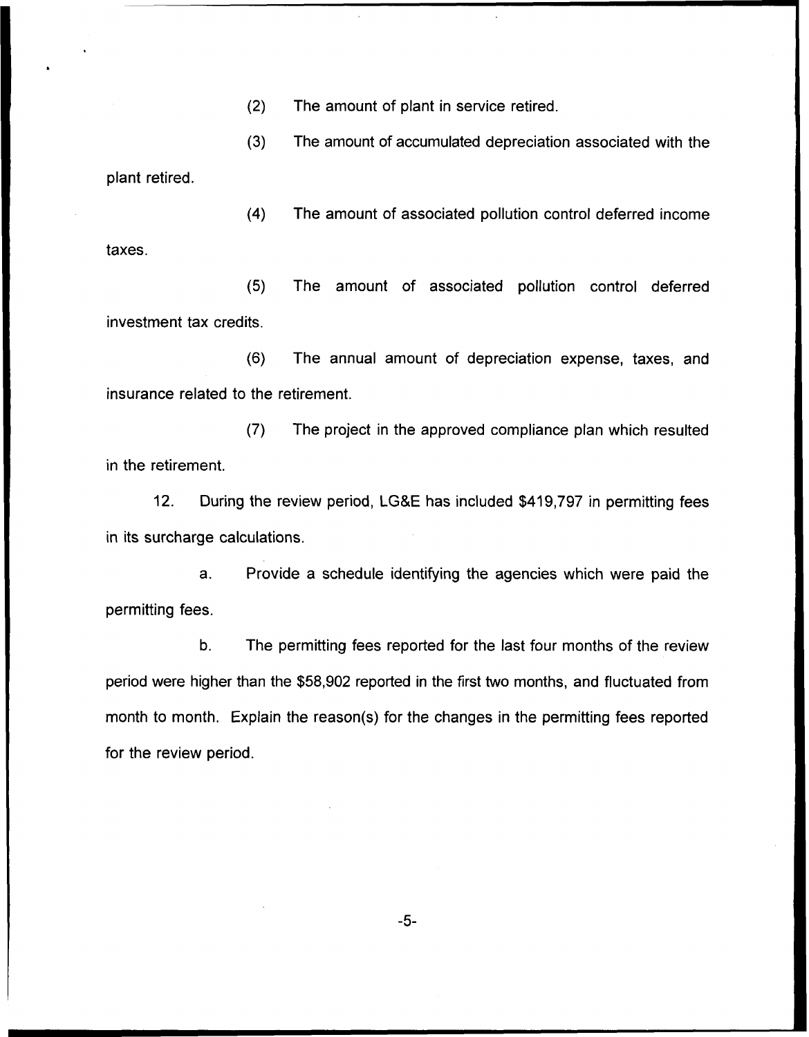(2) The amount of plant in service retired.

(3) The amount of accumulated depreciation associated with the plant retired.

(4) The amount of associated pollution control deferred income taxes.

(5) The amount of associated pollution control deferred investment tax credits.

(6) The annual amount of depreciation expense, taxes, and insurance related to the retirement.

(7) The project in the approved compliance plan which resulted in the retirement.

12. During the review period, LG&E has included $419,797 in permitting fees in its surcharge calculations.

a. Provide a schedule identifying the agencies which were paid the permitting fees.

b. The permitting fees reported for the last four months of the review period were higher than the $58,902 reported in the first two months, and fluctuated from month to month. Explain the reason(s) for the changes in the permitting fees reported for the review period.